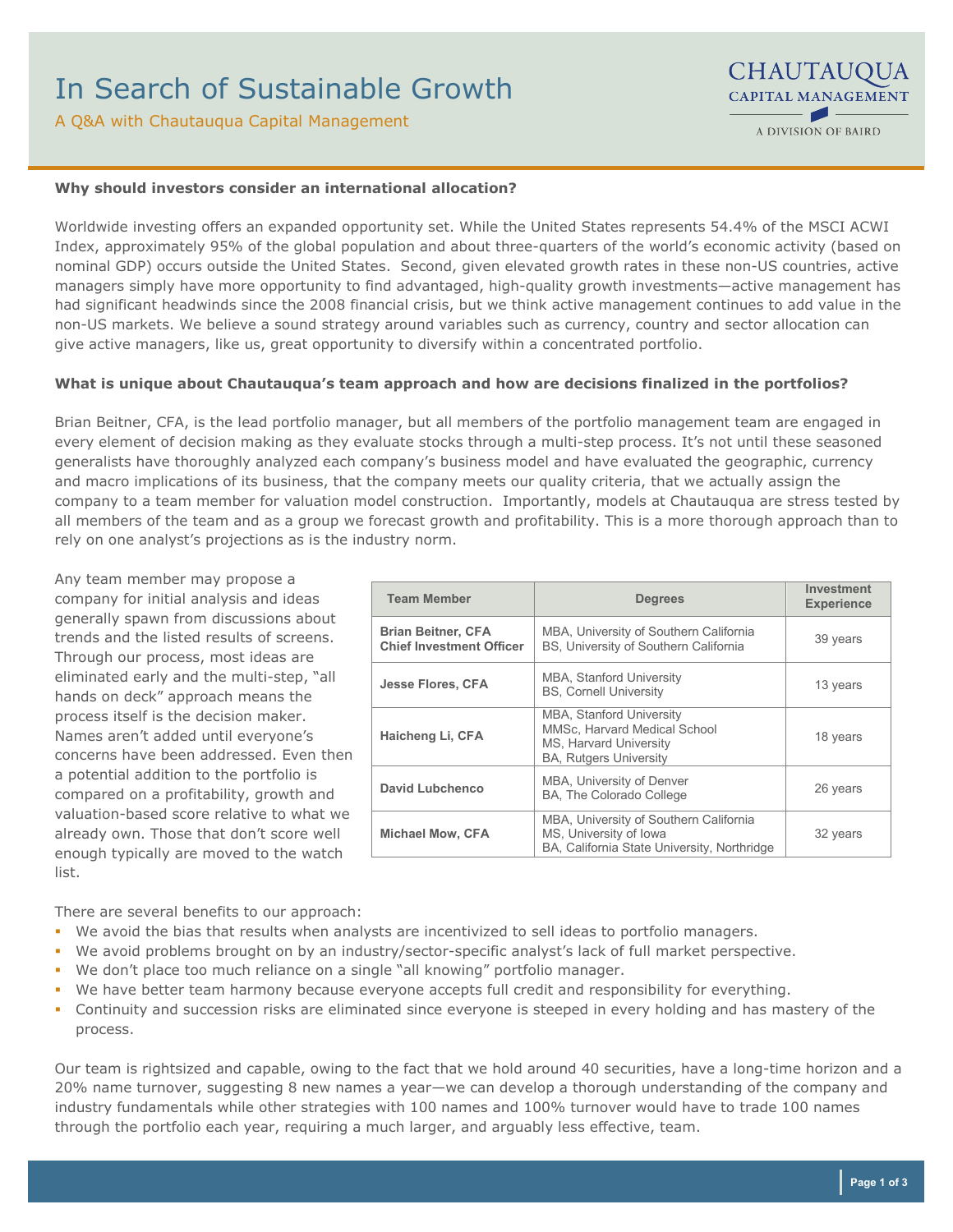# In Search of Sustainable Growth

A Q&A with Chautauqua Capital Management

CHAUTAUQUA CAPITAL MANAGEMENT
A DIVISION OF BAIRD

**Why should investors consider an international allocation?**

Worldwide investing offers an expanded opportunity set. While the United States represents 54.4% of the MSCI ACWI Index, approximately 95% of the global population and about three-quarters of the world's economic activity (based on nominal GDP) occurs outside the United States. Second, given elevated growth rates in these non-US countries, active managers simply have more opportunity to find advantaged, high-quality growth investments—active management has had significant headwinds since the 2008 financial crisis, but we think active management continues to add value in the non-US markets. We believe a sound strategy around variables such as currency, country and sector allocation can give active managers, like us, great opportunity to diversify within a concentrated portfolio.

**What is unique about Chautauqua's team approach and how are decisions finalized in the portfolios?**

Brian Beitner, CFA, is the lead portfolio manager, but all members of the portfolio management team are engaged in every element of decision making as they evaluate stocks through a multi-step process. It's not until these seasoned generalists have thoroughly analyzed each company's business model and have evaluated the geographic, currency and macro implications of its business, that the company meets our quality criteria, that we actually assign the company to a team member for valuation model construction. Importantly, models at Chautauqua are stress tested by all members of the team and as a group we forecast growth and profitability. This is a more thorough approach than to rely on one analyst's projections as is the industry norm.

Any team member may propose a company for initial analysis and ideas generally spawn from discussions about trends and the listed results of screens. Through our process, most ideas are eliminated early and the multi-step, "all hands on deck" approach means the process itself is the decision maker. Names aren't added until everyone's concerns have been addressed. Even then a potential addition to the portfolio is compared on a profitability, growth and valuation-based score relative to what we already own. Those that don't score well enough typically are moved to the watch list.

| Team Member | Degrees | Investment Experience |
|---|---|---|
| **Brian Beitner, CFA Chief Investment Officer** | MBA, University of Southern California<br>BS, University of Southern California | 39 years |
| **Jesse Flores, CFA** | MBA, Stanford University<br>BS, Cornell University | 13 years |
| **Haicheng Li, CFA** | MBA, Stanford University<br>MMSc, Harvard Medical School<br>MS, Harvard University<br>BA, Rutgers University | 18 years |
| **David Lubchenco** | MBA, University of Denver<br>BA, The Colorado College | 26 years |
| **Michael Mow, CFA** | MBA, University of Southern California<br>MS, University of Iowa<br>BA, California State University, Northridge | 32 years |

There are several benefits to our approach:

- We avoid the bias that results when analysts are incentivized to sell ideas to portfolio managers.
- We avoid problems brought on by an industry/sector-specific analyst's lack of full market perspective.
- We don't place too much reliance on a single "all knowing" portfolio manager.
- We have better team harmony because everyone accepts full credit and responsibility for everything.
- Continuity and succession risks are eliminated since everyone is steeped in every holding and has mastery of the process.

Our team is rightsized and capable, owing to the fact that we hold around 40 securities, have a long-time horizon and a 20% name turnover, suggesting 8 new names a year—we can develop a thorough understanding of the company and industry fundamentals while other strategies with 100 names and 100% turnover would have to trade 100 names through the portfolio each year, requiring a much larger, and arguably less effective, team.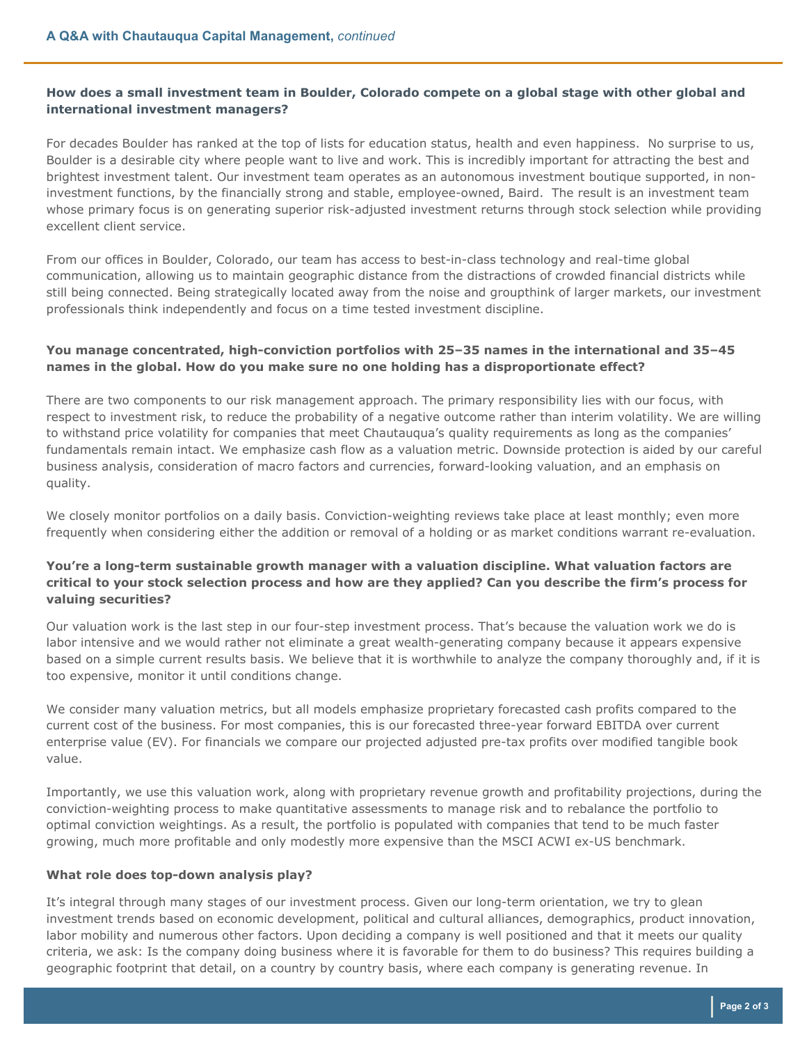**How does a small investment team in Boulder, Colorado compete on a global stage with other global and international investment managers?**

For decades Boulder has ranked at the top of lists for education status, health and even happiness. No surprise to us, Boulder is a desirable city where people want to live and work. This is incredibly important for attracting the best and brightest investment talent. Our investment team operates as an autonomous investment boutique supported, in non-investment functions, by the financially strong and stable, employee-owned, Baird. The result is an investment team whose primary focus is on generating superior risk-adjusted investment returns through stock selection while providing excellent client service.

From our offices in Boulder, Colorado, our team has access to best-in-class technology and real-time global communication, allowing us to maintain geographic distance from the distractions of crowded financial districts while still being connected. Being strategically located away from the noise and groupthink of larger markets, our investment professionals think independently and focus on a time tested investment discipline.

**You manage concentrated, high-conviction portfolios with 25–35 names in the international and 35–45 names in the global. How do you make sure no one holding has a disproportionate effect?**

There are two components to our risk management approach. The primary responsibility lies with our focus, with respect to investment risk, to reduce the probability of a negative outcome rather than interim volatility. We are willing to withstand price volatility for companies that meet Chautauqua's quality requirements as long as the companies' fundamentals remain intact. We emphasize cash flow as a valuation metric. Downside protection is aided by our careful business analysis, consideration of macro factors and currencies, forward-looking valuation, and an emphasis on quality.

We closely monitor portfolios on a daily basis. Conviction-weighting reviews take place at least monthly; even more frequently when considering either the addition or removal of a holding or as market conditions warrant re-evaluation.

**You're a long-term sustainable growth manager with a valuation discipline. What valuation factors are critical to your stock selection process and how are they applied? Can you describe the firm's process for valuing securities?**

Our valuation work is the last step in our four-step investment process. That's because the valuation work we do is labor intensive and we would rather not eliminate a great wealth-generating company because it appears expensive based on a simple current results basis. We believe that it is worthwhile to analyze the company thoroughly and, if it is too expensive, monitor it until conditions change.

We consider many valuation metrics, but all models emphasize proprietary forecasted cash profits compared to the current cost of the business. For most companies, this is our forecasted three-year forward EBITDA over current enterprise value (EV). For financials we compare our projected adjusted pre-tax profits over modified tangible book value.

Importantly, we use this valuation work, along with proprietary revenue growth and profitability projections, during the conviction-weighting process to make quantitative assessments to manage risk and to rebalance the portfolio to optimal conviction weightings. As a result, the portfolio is populated with companies that tend to be much faster growing, much more profitable and only modestly more expensive than the MSCI ACWI ex-US benchmark.

**What role does top-down analysis play?**

It's integral through many stages of our investment process. Given our long-term orientation, we try to glean investment trends based on economic development, political and cultural alliances, demographics, product innovation, labor mobility and numerous other factors. Upon deciding a company is well positioned and that it meets our quality criteria, we ask: Is the company doing business where it is favorable for them to do business? This requires building a geographic footprint that detail, on a country by country basis, where each company is generating revenue. In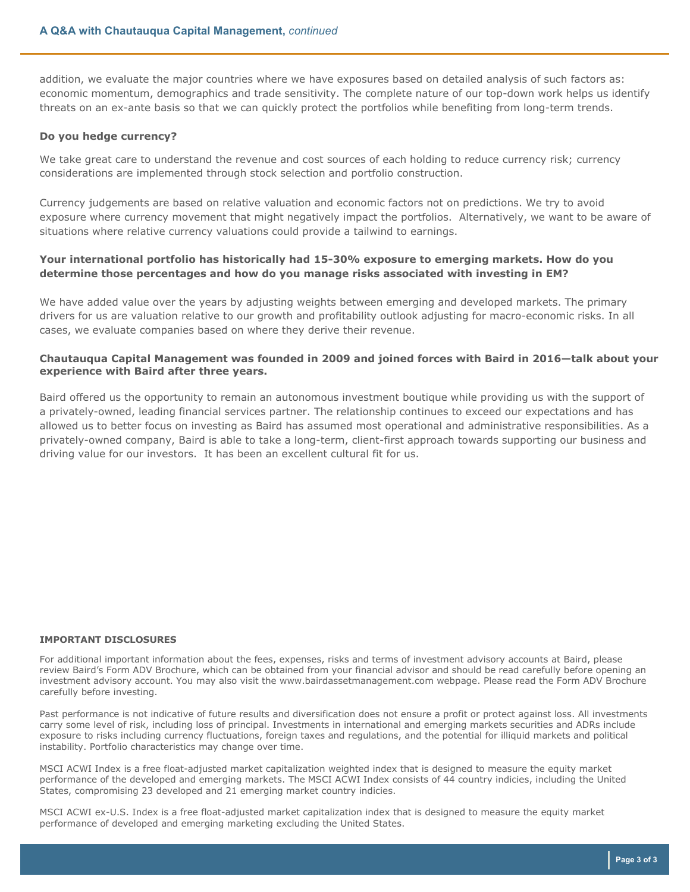addition, we evaluate the major countries where we have exposures based on detailed analysis of such factors as: economic momentum, demographics and trade sensitivity. The complete nature of our top-down work helps us identify threats on an ex-ante basis so that we can quickly protect the portfolios while benefiting from long-term trends.

**Do you hedge currency?**

We take great care to understand the revenue and cost sources of each holding to reduce currency risk; currency considerations are implemented through stock selection and portfolio construction.

Currency judgements are based on relative valuation and economic factors not on predictions. We try to avoid exposure where currency movement that might negatively impact the portfolios. Alternatively, we want to be aware of situations where relative currency valuations could provide a tailwind to earnings.

**Your international portfolio has historically had 15-30% exposure to emerging markets. How do you determine those percentages and how do you manage risks associated with investing in EM?**

We have added value over the years by adjusting weights between emerging and developed markets. The primary drivers for us are valuation relative to our growth and profitability outlook adjusting for macro-economic risks. In all cases, we evaluate companies based on where they derive their revenue.

**Chautauqua Capital Management was founded in 2009 and joined forces with Baird in 2016—talk about your experience with Baird after three years.**

Baird offered us the opportunity to remain an autonomous investment boutique while providing us with the support of a privately-owned, leading financial services partner. The relationship continues to exceed our expectations and has allowed us to better focus on investing as Baird has assumed most operational and administrative responsibilities. As a privately-owned company, Baird is able to take a long-term, client-first approach towards supporting our business and driving value for our investors. It has been an excellent cultural fit for us.

**IMPORTANT DISCLOSURES**

For additional important information about the fees, expenses, risks and terms of investment advisory accounts at Baird, please review Baird's Form ADV Brochure, which can be obtained from your financial advisor and should be read carefully before opening an investment advisory account. You may also visit the www.bairdassetmanagement.com webpage. Please read the Form ADV Brochure carefully before investing.

Past performance is not indicative of future results and diversification does not ensure a profit or protect against loss. All investments carry some level of risk, including loss of principal. Investments in international and emerging markets securities and ADRs include exposure to risks including currency fluctuations, foreign taxes and regulations, and the potential for illiquid markets and political instability. Portfolio characteristics may change over time.

MSCI ACWI Index is a free float-adjusted market capitalization weighted index that is designed to measure the equity market performance of the developed and emerging markets. The MSCI ACWI Index consists of 44 country indicies, including the United States, compromising 23 developed and 21 emerging market country indicies.

MSCI ACWI ex-U.S. Index is a free float-adjusted market capitalization index that is designed to measure the equity market performance of developed and emerging marketing excluding the United States.